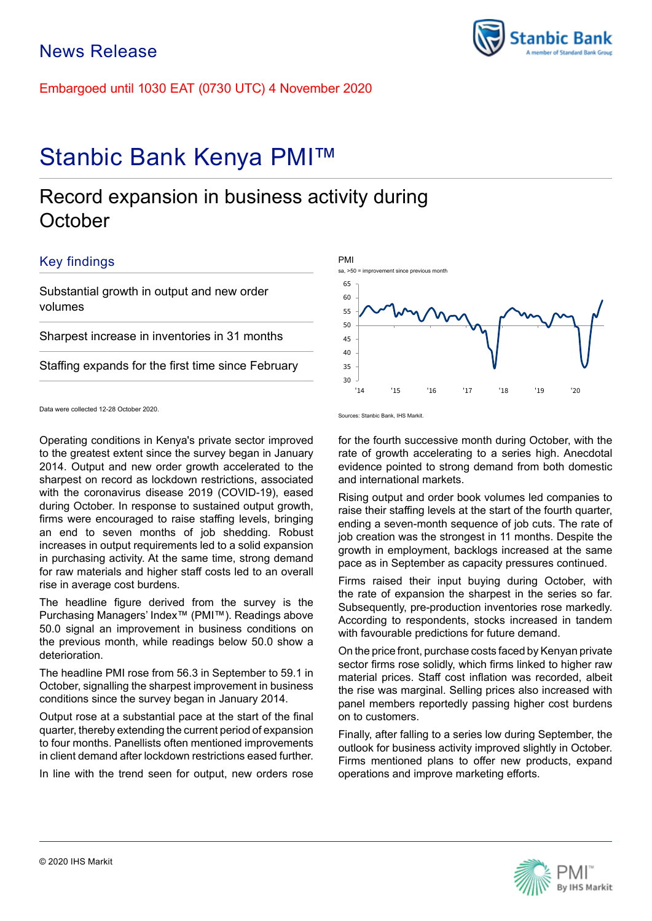News Release

Embargoed until 1030 EAT (0730 UTC) 4 November 2020

# Stanbic Bank Kenya PMI™

## Record expansion in business activity during October

### Key findings

Substantial growth in output and new order volumes

Sharpest increase in inventories in 31 months

Staffing expands for the first time since February

Data were collected 12-28 October 2020.

PMI

sa, >50 = improvement since previous month

Sources: Stanbic Bank, IHS Markit.

Operating conditions in Kenya's private sector improved to the greatest extent since the survey began in January 2014. Output and new order growth accelerated to the sharpest on record as lockdown restrictions, associated with the coronavirus disease 2019 (COVID-19), eased during October. In response to sustained output growth, firms were encouraged to raise staffing levels, bringing an end to seven months of job shedding. Robust increases in output requirements led to a solid expansion in purchasing activity. At the same time, strong demand for raw materials and higher staff costs led to an overall rise in average cost burdens.

The headline figure derived from the survey is the Purchasing Managers' Index™ (PMI™). Readings above 50.0 signal an improvement in business conditions on the previous month, while readings below 50.0 show a deterioration.

The headline PMI rose from 56.3 in September to 59.1 in October, signalling the sharpest improvement in business conditions since the survey began in January 2014.

Output rose at a substantial pace at the start of the final quarter, thereby extending the current period of expansion to four months. Panellists often mentioned improvements in client demand after lockdown restrictions eased further.

In line with the trend seen for output, new orders rose for the fourth successive month during October, with the rate of growth accelerating to a series high. Anecdotal evidence pointed to strong demand from both domestic and international markets.

Rising output and order book volumes led companies to raise their staffing levels at the start of the fourth quarter, ending a seven-month sequence of job cuts. The rate of job creation was the strongest in 11 months. Despite the growth in employment, backlogs increased at the same pace as in September as capacity pressures continued.

Firms raised their input buying during October, with the rate of expansion the sharpest in the series so far. Subsequently, pre-production inventories rose markedly. According to respondents, stocks increased in tandem with favourable predictions for future demand.

On the price front, purchase costs faced by Kenyan private sector firms rose solidly, which firms linked to higher raw material prices. Staff cost inflation was recorded, albeit the rise was marginal. Selling prices also increased with panel members reportedly passing higher cost burdens on to customers.

Finally, after falling to a series low during September, the outlook for business activity improved slightly in October. Firms mentioned plans to offer new products, expand operations and improve marketing efforts.

© 2020 IHS Markit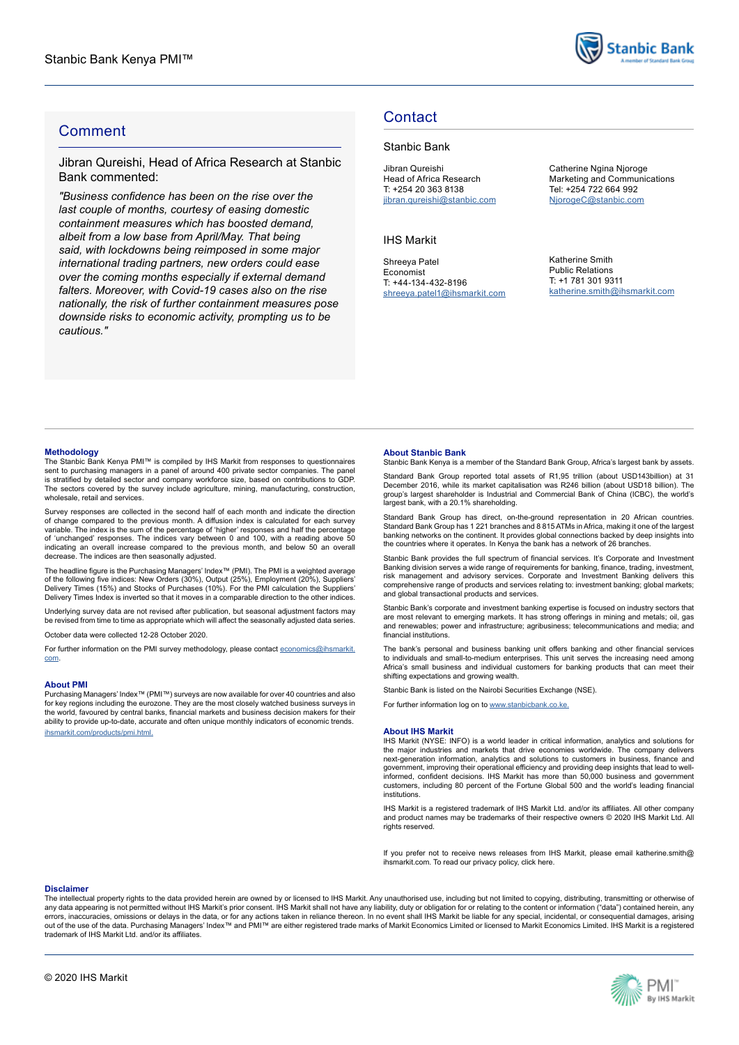## Comment

Jibran Qureishi, Head of Africa Research at Stanbic Bank commented:

*"Business confidence has been on the rise over the last couple of months, courtesy of easing domestic containment measures which has boosted demand, albeit from a low base from April/May. That being said, with lockdowns being reimposed in some major international trading partners, new orders could ease over the coming months especially if external demand falters. Moreover, with Covid-19 cases also on the rise nationally, the risk of further containment measures pose downside risks to economic activity, prompting us to be cautious."*

## Contact

### Stanbic Bank

Jibran Qureishi
Head of Africa Research
T: +254 20 363 8138
jibran.qureishi@stanbic.com

Catherine Ngina Njoroge
Marketing and Communications
Tel: +254 722 664 992
NjorogeC@stanbic.com

### IHS Markit

Shreeya Patel
Economist
T: +44-134-432-8196
shreeya.patel1@ihsmarkit.com

Katherine Smith
Public Relations
T: +1 781 301 9311
katherine.smith@ihsmarkit.com

### Methodology

The Stanbic Bank Kenya PMI™ is compiled by IHS Markit from responses to questionnaires sent to purchasing managers in a panel of around 400 private sector companies. The panel is stratified by detailed sector and company workforce size, based on contributions to GDP. The sectors covered by the survey include agriculture, mining, manufacturing, construction, wholesale, retail and services.

Survey responses are collected in the second half of each month and indicate the direction of change compared to the previous month. A diffusion index is calculated for each survey variable. The index is the sum of the percentage of 'higher' responses and half the percentage of 'unchanged' responses. The indices vary between 0 and 100, with a reading above 50 indicating an overall increase compared to the previous month, and below 50 an overall decrease. The indices are then seasonally adjusted.

The headline figure is the Purchasing Managers' Index™ (PMI). The PMI is a weighted average of the following five indices: New Orders (30%), Output (25%), Employment (20%), Suppliers' Delivery Times (15%) and Stocks of Purchases (10%). For the PMI calculation the Suppliers' Delivery Times Index is inverted so that it moves in a comparable direction to the other indices.

Underlying survey data are not revised after publication, but seasonal adjustment factors may be revised from time to time as appropriate which will affect the seasonally adjusted data series.

October data were collected 12-28 October 2020.

For further information on the PMI survey methodology, please contact economics@ihsmarkit.com.

### About PMI

Purchasing Managers' Index™ (PMI™) surveys are now available for over 40 countries and also for key regions including the eurozone. They are the most closely watched business surveys in the world, favoured by central banks, financial markets and business decision makers for their ability to provide up-to-date, accurate and often unique monthly indicators of economic trends. ihsmarkit.com/products/pmi.html.

### About Stanbic Bank

Stanbic Bank Kenya is a member of the Standard Bank Group, Africa's largest bank by assets.

Standard Bank Group reported total assets of R1,95 trillion (about USD143billion) at 31 December 2016, while its market capitalisation was R246 billion (about USD18 billion). The group's largest shareholder is Industrial and Commercial Bank of China (ICBC), the world's largest bank, with a 20.1% shareholding.

Standard Bank Group has direct, on-the-ground representation in 20 African countries. Standard Bank Group has 1 221 branches and 8 815 ATMs in Africa, making it one of the largest banking networks on the continent. It provides global connections backed by deep insights into the countries where it operates. In Kenya the bank has a network of 26 branches.

Stanbic Bank provides the full spectrum of financial services. It's Corporate and Investment Banking division serves a wide range of requirements for banking, finance, trading, investment, risk management and advisory services. Corporate and Investment Banking delivers this comprehensive range of products and services relating to: investment banking; global markets; and global transactional products and services.

Stanbic Bank's corporate and investment banking expertise is focused on industry sectors that are most relevant to emerging markets. It has strong offerings in mining and metals; oil, gas and renewables; power and infrastructure; agribusiness; telecommunications and media; and financial institutions.

The bank's personal and business banking unit offers banking and other financial services to individuals and small-to-medium enterprises. This unit serves the increasing need among Africa's small business and individual customers for banking products that can meet their shifting expectations and growing wealth.

Stanbic Bank is listed on the Nairobi Securities Exchange (NSE).

For further information log on to www.stanbicbank.co.ke.

### About IHS Markit

IHS Markit (NYSE: INFO) is a world leader in critical information, analytics and solutions for the major industries and markets that drive economies worldwide. The company delivers next-generation information, analytics and solutions to customers in business, finance and government, improving their operational efficiency and providing deep insights that lead to well-informed, confident decisions. IHS Markit has more than 50,000 business and government customers, including 80 percent of the Fortune Global 500 and the world's leading financial institutions.

IHS Markit is a registered trademark of IHS Markit Ltd. and/or its affiliates. All other company and product names may be trademarks of their respective owners © 2020 IHS Markit Ltd. All rights reserved.

If you prefer not to receive news releases from IHS Markit, please email katherine.smith@ihsmarkit.com. To read our privacy policy, click here.

### Disclaimer

The intellectual property rights to the data provided herein are owned by or licensed to IHS Markit. Any unauthorised use, including but not limited to copying, distributing, transmitting or otherwise of any data appearing is not permitted without IHS Markit's prior consent. IHS Markit shall not have any liability, duty or obligation for or relating to the content or information ("data") contained herein, any errors, inaccuracies, omissions or delays in the data, or for any actions taken in reliance thereon. In no event shall IHS Markit be liable for any special, incidental, or consequential damages, arising out of the use of the data. Purchasing Managers' Index™ and PMI™ are either registered trade marks of Markit Economics Limited or licensed to Markit Economics Limited. IHS Markit is a registered trademark of IHS Markit Ltd. and/or its affiliates.

© 2020 IHS Markit